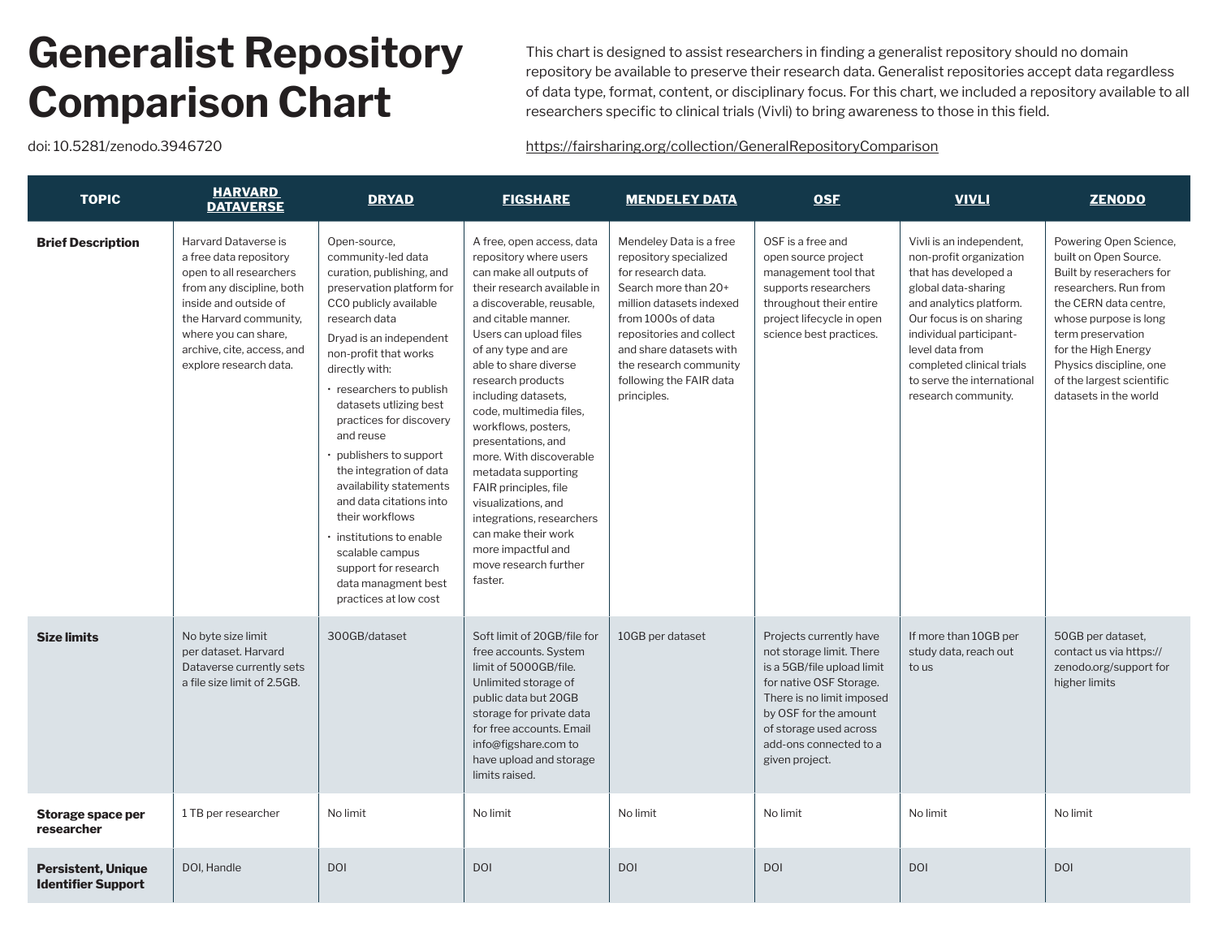# Generalist Repository Comparison Chart

doi: 10.5281/zenodo.3946720

This chart is designed to assist researchers in finding a generalist repository should no domain repository be available to preserve their research data. Generalist repositories accept data regardless of data type, format, content, or disciplinary focus. For this chart, we included a repository available to all researchers specific to clinical trials (Vivli) to bring awareness to those in this field.

https://fairsharing.org/collection/GeneralRepositoryComparison

| TOPIC | HARVARD DATAVERSE | DRYAD | FIGSHARE | MENDELEY DATA | OSF | VIVLI | ZENODO |
|---|---|---|---|---|---|---|---|
| **Brief Description** | Harvard Dataverse is a free data repository open to all researchers from any discipline, both inside and outside of the Harvard community, where you can share, archive, cite, access, and explore research data. | Open-source, community-led data curation, publishing, and preservation platform for CC0 publicly available research data<br>Dryad is an independent non-profit that works directly with:<br>• researchers to publish datasets utlizing best practices for discovery and reuse<br>• publishers to support the integration of data availability statements and data citations into their workflows<br>• institutions to enable scalable campus support for research data managment best practices at low cost | A free, open access, data repository where users can make all outputs of their research available in a discoverable, reusable, and citable manner. Users can upload files of any type and are able to share diverse research products including datasets, code, multimedia files, workflows, posters, presentations, and more. With discoverable metadata supporting FAIR principles, file visualizations, and integrations, researchers can make their work more impactful and move research further faster. | Mendeley Data is a free repository specialized for research data. Search more than 20+ million datasets indexed from 1000s of data repositories and collect and share datasets with the research community following the FAIR data principles. | OSF is a free and open source project management tool that supports researchers throughout their entire project lifecycle in open science best practices. | Vivli is an independent, non-profit organization that has developed a global data-sharing and analytics platform. Our focus is on sharing individual participant-level data from completed clinical trials to serve the international research community. | Powering Open Science, built on Open Source. Built by reserachers for researchers. Run from the CERN data centre, whose purpose is long term preservation for the High Energy Physics discipline, one of the largest scientific datasets in the world |
| **Size limits** | No byte size limit per dataset. Harvard Dataverse currently sets a file size limit of 2.5GB. | 300GB/dataset | Soft limit of 20GB/file for free accounts. System limit of 5000GB/file. Unlimited storage of public data but 20GB storage for private data for free accounts. Email info@figshare.com to have upload and storage limits raised. | 10GB per dataset | Projects currently have not storage limit. There is a 5GB/file upload limit for native OSF Storage. There is no limit imposed by OSF for the amount of storage used across add-ons connected to a given project. | If more than 10GB per study data, reach out to us | 50GB per dataset, contact us via https://zenodo.org/support for higher limits |
| **Storage space per researcher** | 1 TB per researcher | No limit | No limit | No limit | No limit | No limit | No limit |
| **Persistent, Unique Identifier Support** | DOI, Handle | DOI | DOI | DOI | DOI | DOI | DOI |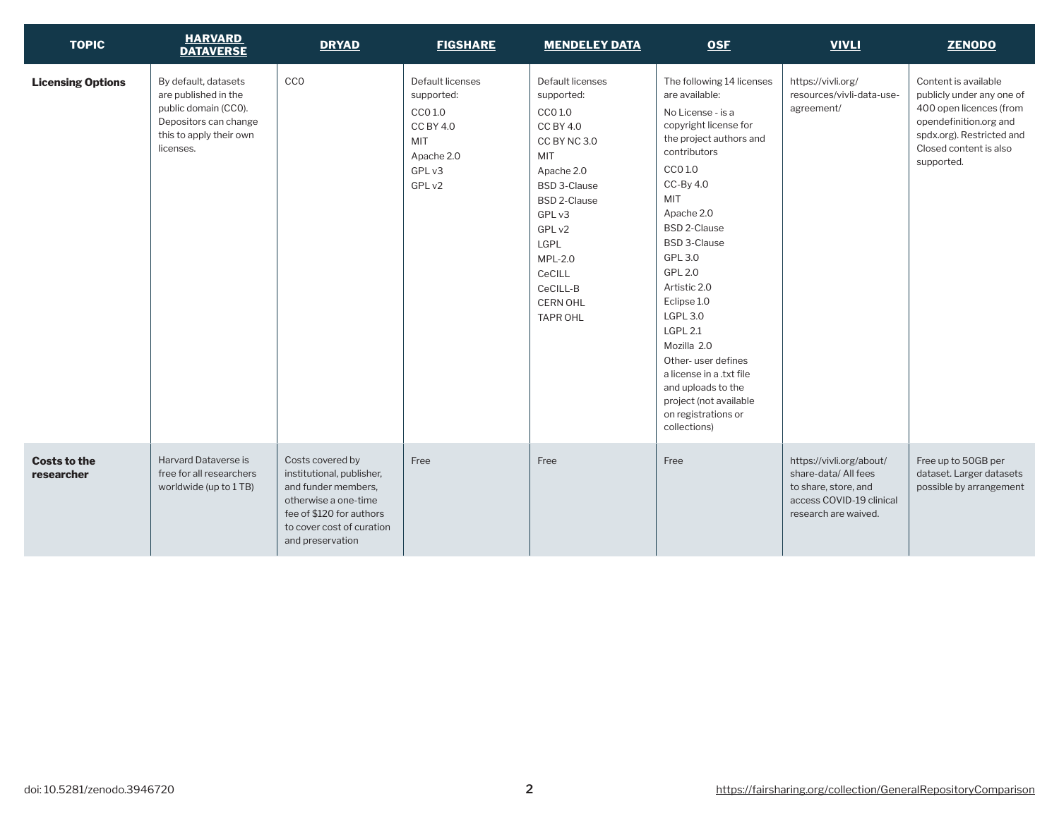| TOPIC | HARVARD DATAVERSE | DRYAD | FIGSHARE | MENDELEY DATA | OSF | VIVLI | ZENODO |
|---|---|---|---|---|---|---|---|
| **Licensing Options** | By default, datasets are published in the public domain (CC0). Depositors can change this to apply their own licenses. | CC0 | Default licenses supported: CC0 1.0, CC BY 4.0, MIT, Apache 2.0, GPL v3, GPL v2 | Default licenses supported: CC0 1.0, CC BY 4.0, CC BY NC 3.0, MIT, Apache 2.0, BSD 3-Clause, BSD 2-Clause, GPL v3, GPL v2, LGPL, MPL-2.0, CeCILL, CeCILL-B, CERN OHL, TAPR OHL | The following 14 licenses are available: No License - is a copyright license for the project authors and contributors, CC0 1.0, CC-By 4.0, MIT, Apache 2.0, BSD 2-Clause, BSD 3-Clause, GPL 3.0, GPL 2.0, Artistic 2.0, Eclipse 1.0, LGPL 3.0, LGPL 2.1, Mozilla 2.0, Other- user defines a license in a .txt file and uploads to the project (not available on registrations or collections) | https://vivli.org/resources/vivli-data-use-agreement/ | Content is available publicly under any one of 400 open licences (from opendefinition.org and spdx.org). Restricted and Closed content is also supported. |
| **Costs to the researcher** | Harvard Dataverse is free for all researchers worldwide (up to 1 TB) | Costs covered by institutional, publisher, and funder members, otherwise a one-time fee of $120 for authors to cover cost of curation and preservation | Free | Free | Free | https://vivli.org/about/share-data/ All fees to share, store, and access COVID-19 clinical research are waived. | Free up to 50GB per dataset. Larger datasets possible by arrangement |

doi: 10.5281/zenodo.3946720

https://fairsharing.org/collection/GeneralRepositoryComparison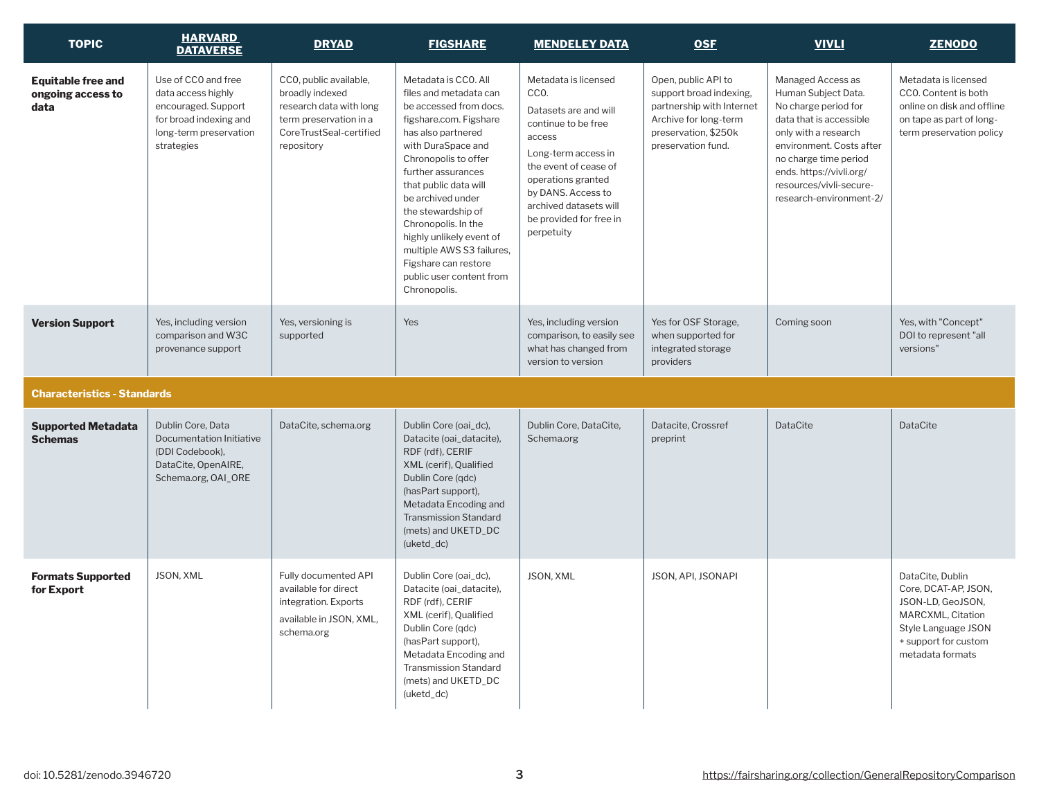| TOPIC | HARVARD DATAVERSE | DRYAD | FIGSHARE | MENDELEY DATA | OSF | VIVLI | ZENODO |
|---|---|---|---|---|---|---|---|
| **Equitable free and ongoing access to data** | Use of CC0 and free data access highly encouraged. Support for broad indexing and long-term preservation strategies | CC0, public available, broadly indexed research data with long term preservation in a CoreTrustSeal-certified repository | Metadata is CC0. All files and metadata can be accessed from docs. figshare.com. Figshare has also partnered with DuraSpace and Chronopolis to offer further assurances that public data will be archived under the stewardship of Chronopolis. In the highly unlikely event of multiple AWS S3 failures, Figshare can restore public user content from Chronopolis. | Metadata is licensed CC0. Datasets are and will continue to be free access Long-term access in the event of cease of operations granted by DANS. Access to archived datasets will be provided for free in perpetuity | Open, public API to support broad indexing, partnership with Internet Archive for long-term preservation, $250k preservation fund. | Managed Access as Human Subject Data. No charge period for data that is accessible only with a research environment. Costs after no charge time period ends. https://vivli.org/resources/vivli-secure-research-environment-2/ | Metadata is licensed CC0. Content is both online on disk and offline on tape as part of long-term preservation policy |
| **Version Support** | Yes, including version comparison and W3C provenance support | Yes, versioning is supported | Yes | Yes, including version comparison, to easily see what has changed from version to version | Yes for OSF Storage, when supported for integrated storage providers | Coming soon | Yes, with "Concept" DOI to represent "all versions" |
| **Characteristics - Standards** | | | | | | | |
| **Supported Metadata Schemas** | Dublin Core, Data Documentation Initiative (DDI Codebook), DataCite, OpenAIRE, Schema.org, OAI_ORE | DataCite, schema.org | Dublin Core (oai_dc), Datacite (oai_datacite), RDF (rdf), CERIF XML (cerif), Qualified Dublin Core (qdc) (hasPart support), Metadata Encoding and Transmission Standard (mets) and UKETD_DC (uketd_dc) | Dublin Core, DataCite, Schema.org | Datacite, Crossref preprint | DataCite | DataCite |
| **Formats Supported for Export** | JSON, XML | Fully documented API available for direct integration. Exports available in JSON, XML, schema.org | Dublin Core (oai_dc), Datacite (oai_datacite), RDF (rdf), CERIF XML (cerif), Qualified Dublin Core (qdc) (hasPart support), Metadata Encoding and Transmission Standard (mets) and UKETD_DC (uketd_dc) | JSON, XML | JSON, API, JSONAPI | | DataCite, Dublin Core, DCAT-AP, JSON, JSON-LD, GeoJSON, MARCXML, Citation Style Language JSON + support for custom metadata formats |

doi: 10.5281/zenodo.3946720

https://fairsharing.org/collection/GeneralRepositoryComparison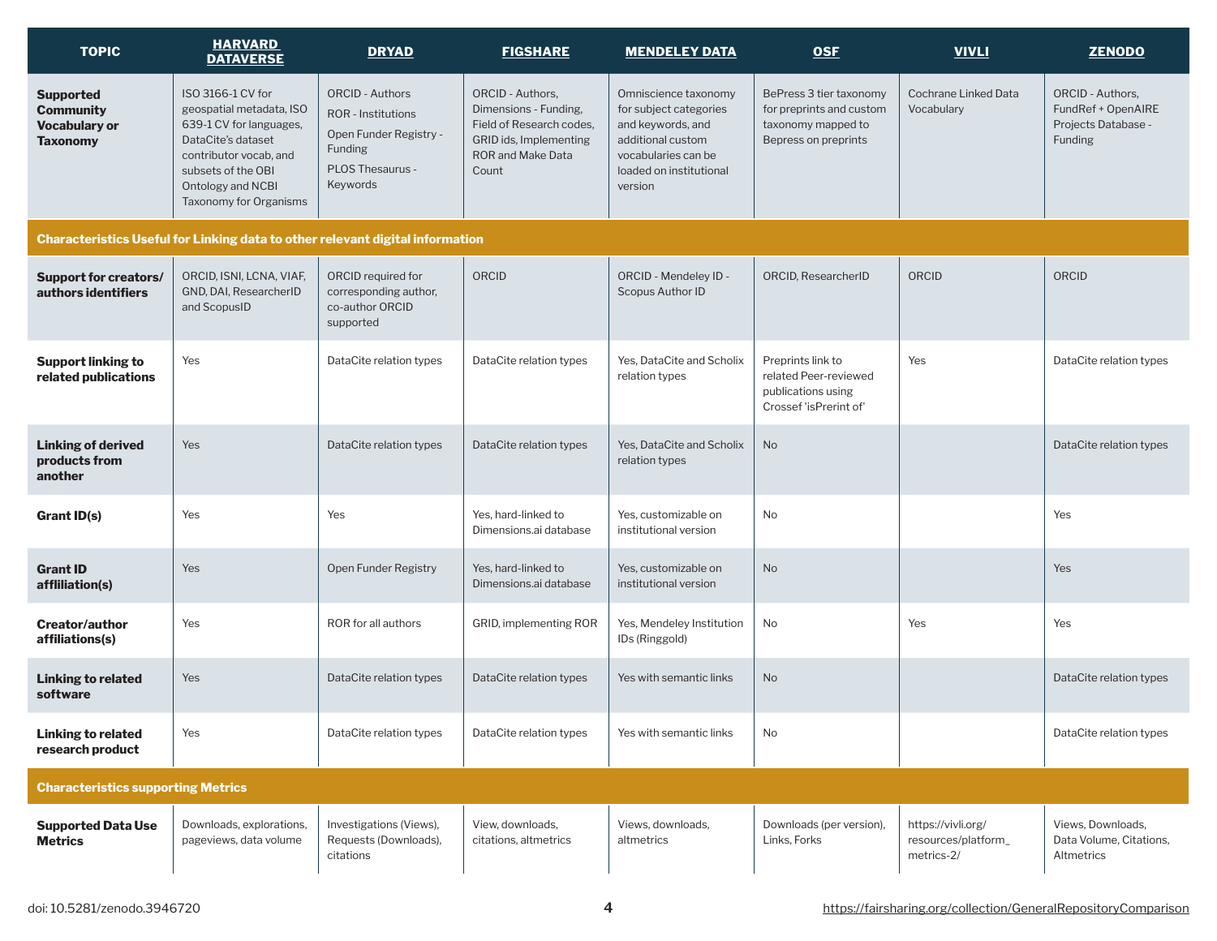| TOPIC | HARVARD DATAVERSE | DRYAD | FIGSHARE | MENDELEY DATA | OSF | VIVLI | ZENODO |
|---|---|---|---|---|---|---|---|
| **Supported Community Vocabulary or Taxonomy** | ISO 3166-1 CV for geospatial metadata, ISO 639-1 CV for languages, DataCite's dataset contributor vocab, and subsets of the OBI Ontology and NCBI Taxonomy for Organisms | ORCID - Authors<br>ROR - Institutions<br>Open Funder Registry - Funding<br>PLOS Thesaurus - Keywords | ORCID - Authors, Dimensions - Funding, Field of Research codes, GRID ids, Implementing ROR and Make Data Count | Omniscience taxonomy for subject categories and keywords, and additional custom vocabularies can be loaded on institutional version | BePress 3 tier taxonomy for preprints and custom taxonomy mapped to Bepress on preprints | Cochrane Linked Data Vocabulary | ORCID - Authors, FundRef + OpenAIRE Projects Database - Funding |
| **Characteristics Useful for Linking data to other relevant digital information** | | | | | | | |
| **Support for creators/ authors identifiers** | ORCID, ISNI, LCNA, VIAF, GND, DAI, ResearcherID and ScopusID | ORCID required for corresponding author, co-author ORCID supported | ORCID | ORCID - Mendeley ID - Scopus Author ID | ORCID, ResearcherID | ORCID | ORCID |
| **Support linking to related publications** | Yes | DataCite relation types | DataCite relation types | Yes, DataCite and Scholix relation types | Preprints link to related Peer-reviewed publications using Crossef 'isPrerint of' | Yes | DataCite relation types |
| **Linking of derived products from another** | Yes | DataCite relation types | DataCite relation types | Yes, DataCite and Scholix relation types | No | | DataCite relation types |
| **Grant ID(s)** | Yes | Yes | Yes, hard-linked to Dimensions.ai database | Yes, customizable on institutional version | No | | Yes |
| **Grant ID afflliation(s)** | Yes | Open Funder Registry | Yes, hard-linked to Dimensions.ai database | Yes, customizable on institutional version | No | | Yes |
| **Creator/author affiliations(s)** | Yes | ROR for all authors | GRID, implementing ROR | Yes, Mendeley Institution IDs (Ringgold) | No | Yes | Yes |
| **Linking to related software** | Yes | DataCite relation types | DataCite relation types | Yes with semantic links | No | | DataCite relation types |
| **Linking to related research product** | Yes | DataCite relation types | DataCite relation types | Yes with semantic links | No | | DataCite relation types |
| **Characteristics supporting Metrics** | | | | | | | |
| **Supported Data Use Metrics** | Downloads, explorations, pageviews, data volume | Investigations (Views), Requests (Downloads), citations | View, downloads, citations, altmetrics | Views, downloads, altmetrics | Downloads (per version), Links, Forks | https://vivli.org/resources/platform_metrics-2/ | Views, Downloads, Data Volume, Citations, Altmetrics |

doi: 10.5281/zenodo.3946720

https://fairsharing.org/collection/GeneralRepositoryComparison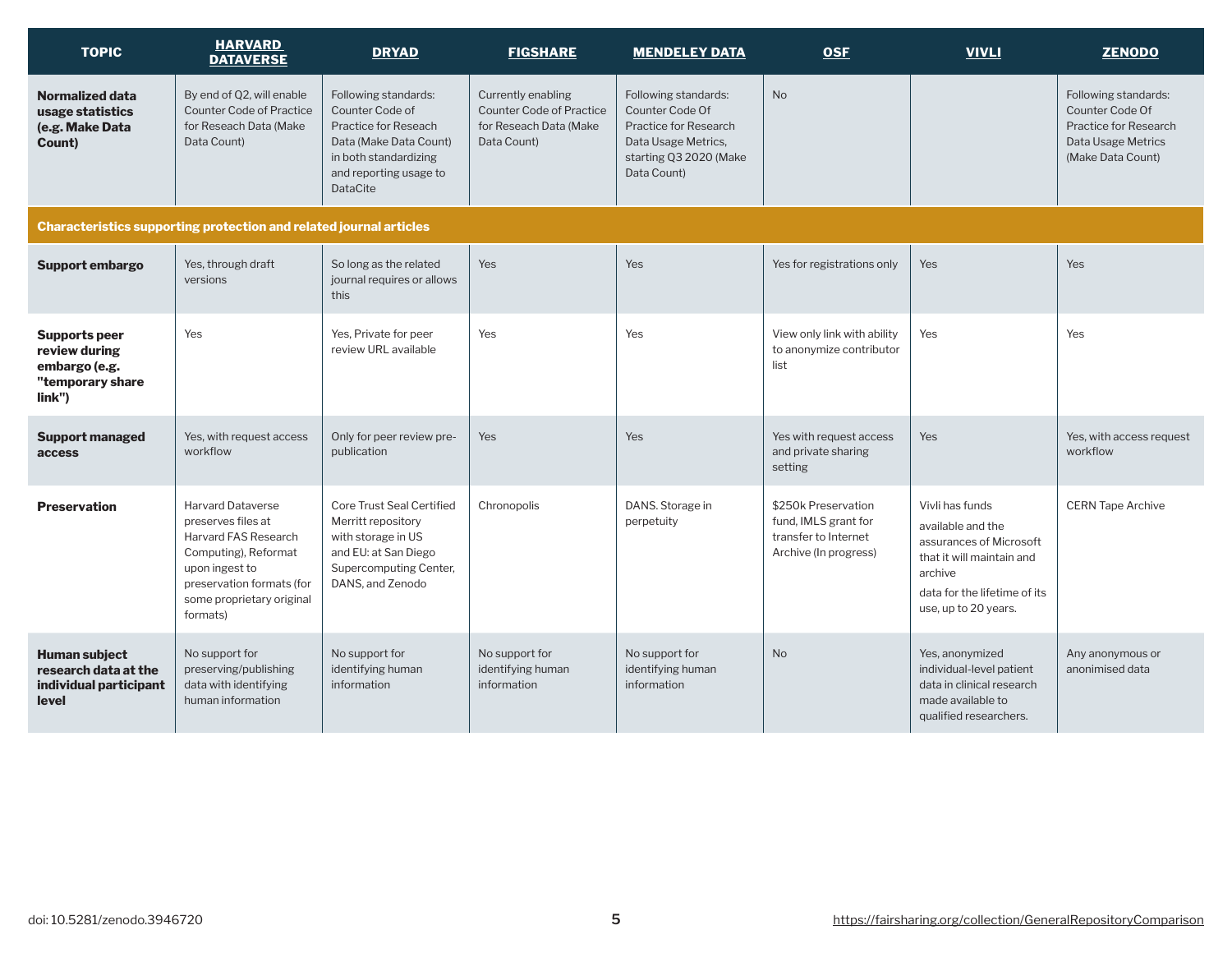| TOPIC | HARVARD DATAVERSE | DRYAD | FIGSHARE | MENDELEY DATA | OSF | VIVLI | ZENODO |
|---|---|---|---|---|---|---|---|
| **Normalized data usage statistics (e.g. Make Data Count)** | By end of Q2, will enable Counter Code of Practice for Reseach Data (Make Data Count) | Following standards: Counter Code of Practice for Reseach Data (Make Data Count) in both standardizing and reporting usage to DataCite | Currently enabling Counter Code of Practice for Reseach Data (Make Data Count) | Following standards: Counter Code Of Practice for Research Data Usage Metrics, starting Q3 2020 (Make Data Count) | No | | Following standards: Counter Code Of Practice for Research Data Usage Metrics (Make Data Count) |
| **Characteristics supporting protection and related journal articles** | | | | | | | |
| **Support embargo** | Yes, through draft versions | So long as the related journal requires or allows this | Yes | Yes | Yes for registrations only | Yes | Yes |
| **Supports peer review during embargo (e.g. "temporary share link")** | Yes | Yes, Private for peer review URL available | Yes | Yes | View only link with ability to anonymize contributor list | Yes | Yes |
| **Support managed access** | Yes, with request access workflow | Only for peer review pre-publication | Yes | Yes | Yes with request access and private sharing setting | Yes | Yes, with access request workflow |
| **Preservation** | Harvard Dataverse preserves files at Harvard FAS Research Computing), Reformat upon ingest to preservation formats (for some proprietary original formats) | Core Trust Seal Certified Merritt repository with storage in US and EU: at San Diego Supercomputing Center, DANS, and Zenodo | Chronopolis | DANS. Storage in perpetuity | $250k Preservation fund, IMLS grant for transfer to Internet Archive (In progress) | Vivli has funds available and the assurances of Microsoft that it will maintain and archive data for the lifetime of its use, up to 20 years. | CERN Tape Archive |
| **Human subject research data at the individual participant level** | No support for preserving/publishing data with identifying human information | No support for identifying human information | No support for identifying human information | No support for identifying human information | No | Yes, anonymized individual-level patient data in clinical research made available to qualified researchers. | Any anonymous or anonimised data |

doi: 10.5281/zenodo.3946720

https://fairsharing.org/collection/GeneralRepositoryComparison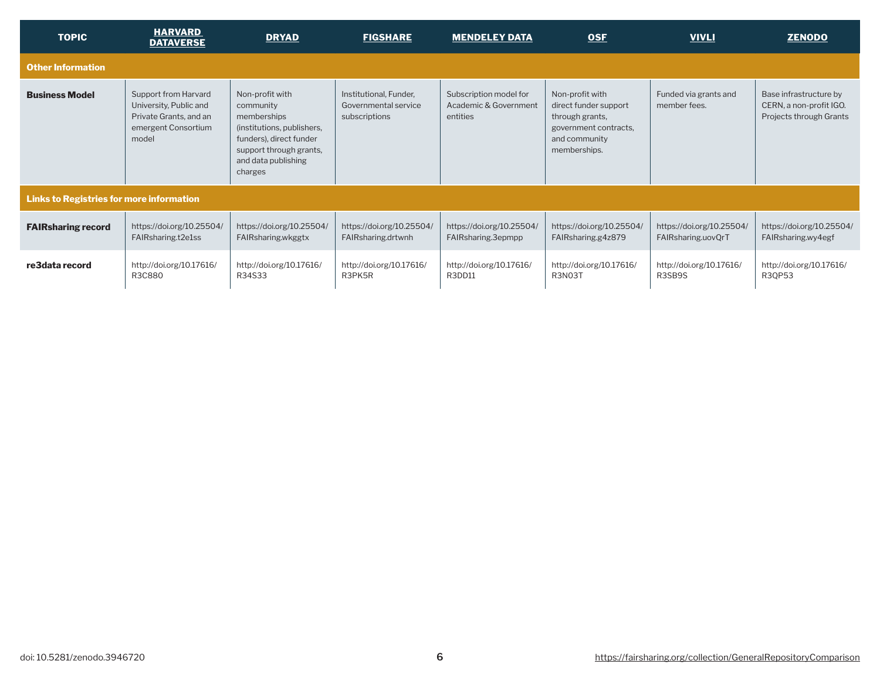| TOPIC | HARVARD DATAVERSE | DRYAD | FIGSHARE | MENDELEY DATA | OSF | VIVLI | ZENODO |
|---|---|---|---|---|---|---|---|
| **Other Information** | | | | | | | |
| **Business Model** | Support from Harvard University, Public and Private Grants, and an emergent Consortium model | Non-profit with community memberships (institutions, publishers, funders), direct funder support through grants, and data publishing charges | Institutional, Funder, Governmental service subscriptions | Subscription model for Academic & Government entities | Non-profit with direct funder support through grants, government contracts, and community memberships. | Funded via grants and member fees. | Base infrastructure by CERN, a non-profit IGO. Projects through Grants |
| **Links to Registries for more information** | | | | | | | |
| **FAIRsharing record** | https://doi.org/10.25504/FAIRsharing.t2e1ss | https://doi.org/10.25504/FAIRsharing.wkggtx | https://doi.org/10.25504/FAIRsharing.drtwnh | https://doi.org/10.25504/FAIRsharing.3epmpp | https://doi.org/10.25504/FAIRsharing.g4z879 | https://doi.org/10.25504/FAIRsharing.uovQrT | https://doi.org/10.25504/FAIRsharing.wy4egf |
| **re3data record** | http://doi.org/10.17616/R3C880 | http://doi.org/10.17616/R34S33 | http://doi.org/10.17616/R3PK5R | http://doi.org/10.17616/R3DD11 | http://doi.org/10.17616/R3N03T | http://doi.org/10.17616/R3SB9S | http://doi.org/10.17616/R3QP53 |

doi: 10.5281/zenodo.3946720

https://fairsharing.org/collection/GeneralRepositoryComparison